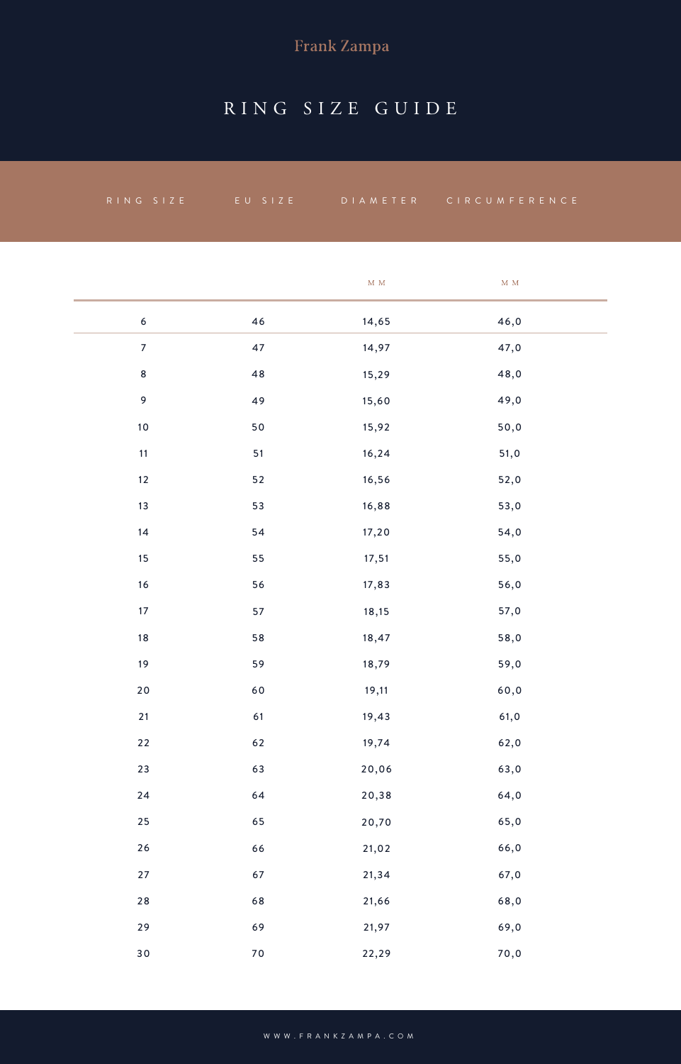Frank Zampa

# RING SIZE GUIDE

| RING SIZE | EU SIZE | DIAMETER | CIRCUMFERENCE |
|---|---|---|---|
| | | MM | MM |
| 6 | 46 | 14,65 | 46,0 |
| 7 | 47 | 14,97 | 47,0 |
| 8 | 48 | 15,29 | 48,0 |
| 9 | 49 | 15,60 | 49,0 |
| 10 | 50 | 15,92 | 50,0 |
| 11 | 51 | 16,24 | 51,0 |
| 12 | 52 | 16,56 | 52,0 |
| 13 | 53 | 16,88 | 53,0 |
| 14 | 54 | 17,20 | 54,0 |
| 15 | 55 | 17,51 | 55,0 |
| 16 | 56 | 17,83 | 56,0 |
| 17 | 57 | 18,15 | 57,0 |
| 18 | 58 | 18,47 | 58,0 |
| 19 | 59 | 18,79 | 59,0 |
| 20 | 60 | 19,11 | 60,0 |
| 21 | 61 | 19,43 | 61,0 |
| 22 | 62 | 19,74 | 62,0 |
| 23 | 63 | 20,06 | 63,0 |
| 24 | 64 | 20,38 | 64,0 |
| 25 | 65 | 20,70 | 65,0 |
| 26 | 66 | 21,02 | 66,0 |
| 27 | 67 | 21,34 | 67,0 |
| 28 | 68 | 21,66 | 68,0 |
| 29 | 69 | 21,97 | 69,0 |
| 30 | 70 | 22,29 | 70,0 |

WWW.FRANKZAMPA.COM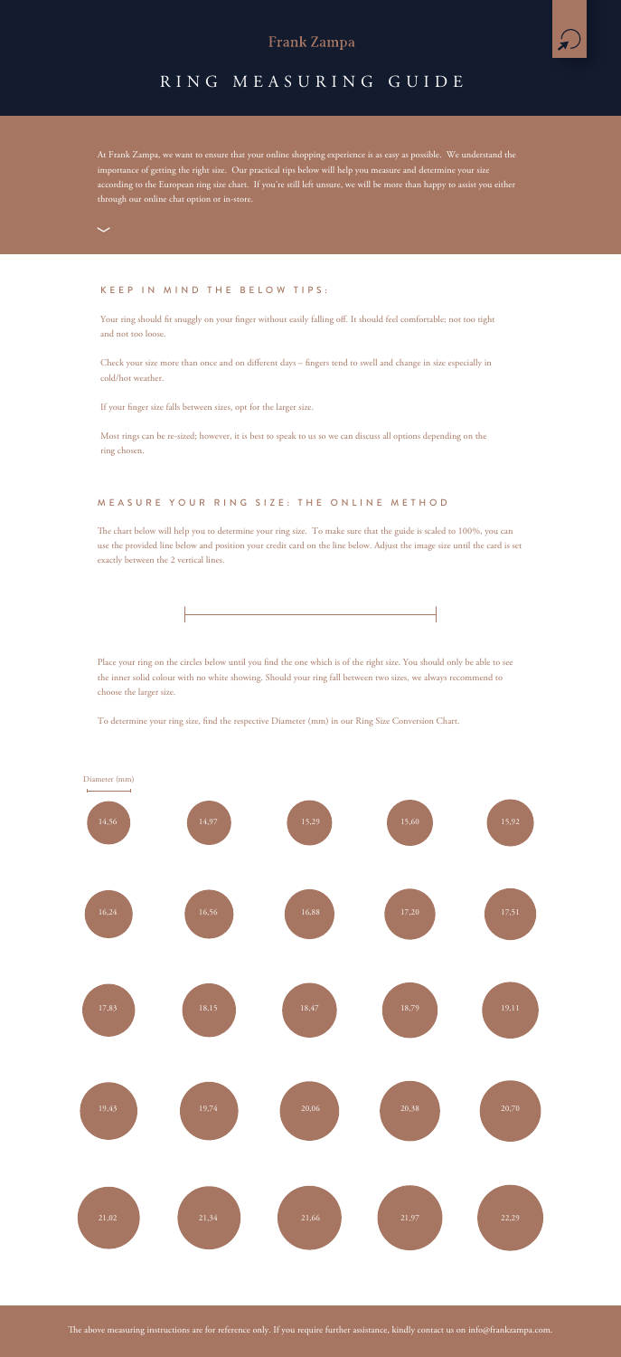Frank Zampa

# RING MEASURING GUIDE

At Frank Zampa, we want to ensure that your online shopping experience is as easy as possible. We understand the importance of getting the right size. Our practical tips below will help you measure and determine your size according to the European ring size chart. If you're still left unsure, we will be more than happy to assist you either through our online chat option or in-store.

## KEEP IN MIND THE BELOW TIPS:

Your ring should fit snuggly on your finger without easily falling off. It should feel comfortable; not too tight and not too loose.

Check your size more than once and on different days – fingers tend to swell and change in size especially in cold/hot weather.

If your finger size falls between sizes, opt for the larger size.

Most rings can be re-sized; however, it is best to speak to us so we can discuss all options depending on the ring chosen.

## MEASURE YOUR RING SIZE: THE ONLINE METHOD

The chart below will help you to determine your ring size. To make sure that the guide is scaled to 100%, you can use the provided line below and position your credit card on the line below. Adjust the image size until the card is set exactly between the 2 vertical lines.

Place your ring on the circles below until you find the one which is of the right size. You should only be able to see the inner solid colour with no white showing. Should your ring fall between two sizes, we always recommend to choose the larger size.

To determine your ring size, find the respective Diameter (mm) in our Ring Size Conversion Chart.

Diameter (mm)

| | | | | |
|---|---|---|---|---|
| 14,56 | 14,97 | 15,29 | 15,60 | 15,92 |
| 16,24 | 16,56 | 16,88 | 17,20 | 17,51 |
| 17,83 | 18,15 | 18,47 | 18,79 | 19,11 |
| 19,43 | 19,74 | 20,06 | 20,38 | 20,70 |
| 21,02 | 21,34 | 21,66 | 21,97 | 22,29 |

The above measuring instructions are for reference only. If you require further assistance, kindly contact us on info@frankzampa.com.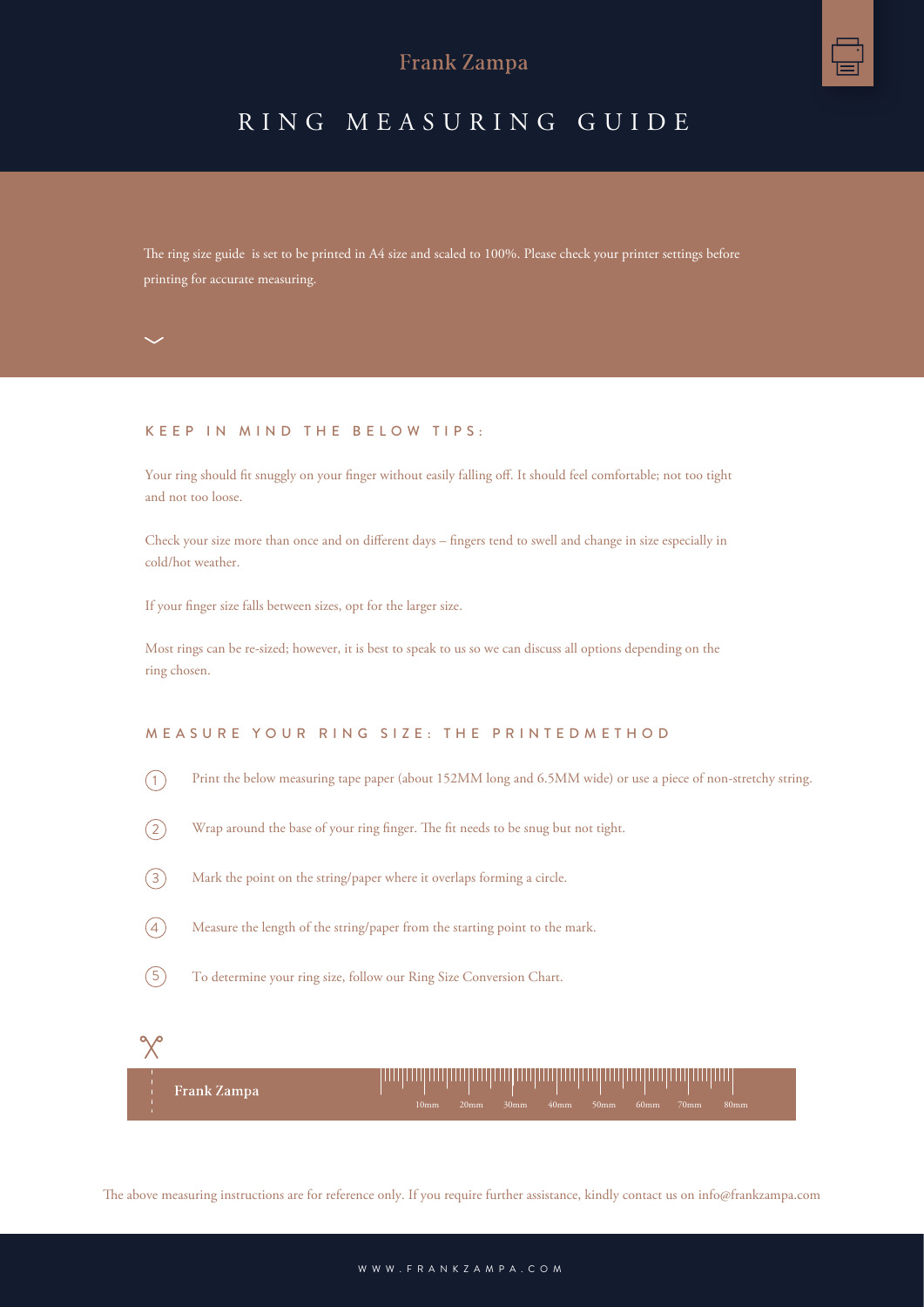Frank Zampa

# RING MEASURING GUIDE

The ring size guide is set to be printed in A4 size and scaled to 100%. Please check your printer settings before printing for accurate measuring.

## KEEP IN MIND THE BELOW TIPS:

Your ring should fit snuggly on your finger without easily falling off. It should feel comfortable; not too tight and not too loose.

Check your size more than once and on different days – fingers tend to swell and change in size especially in cold/hot weather.

If your finger size falls between sizes, opt for the larger size.

Most rings can be re-sized; however, it is best to speak to us so we can discuss all options depending on the ring chosen.

## MEASURE YOUR RING SIZE: THE PRINTEDMETHOD

1. Print the below measuring tape paper (about 152MM long and 6.5MM wide) or use a piece of non-stretchy string.
2. Wrap around the base of your ring finger. The fit needs to be snug but not tight.
3. Mark the point on the string/paper where it overlaps forming a circle.
4. Measure the length of the string/paper from the starting point to the mark.
5. To determine your ring size, follow our Ring Size Conversion Chart.

Frank Zampa

10mm 20mm 30mm 40mm 50mm 60mm 70mm 80mm

The above measuring instructions are for reference only. If you require further assistance, kindly contact us on info@frankzampa.com

WWW.FRANKZAMPA.COM